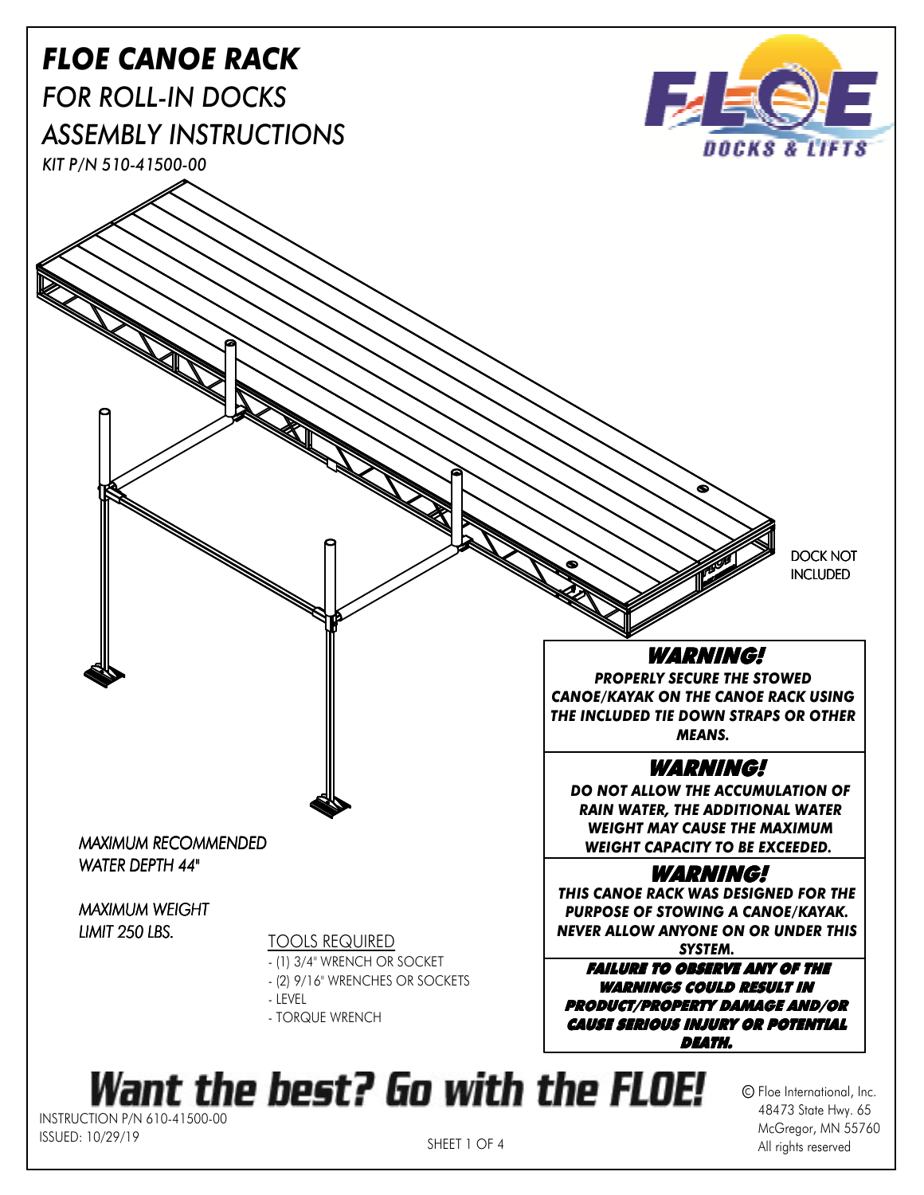# *FLOE CANOE RACK*

## *FOR ROLL-IN DOCKS*

## *ASSEMBLY INSTRUCTIONS*

*KIT P/N 510-41500-00*

DOCK NOT INCLUDED

*MAXIMUM RECOMMENDED WATER DEPTH 44"*

*MAXIMUM WEIGHT LIMIT 250 LBS.*

TOOLS REQUIRED

- (1) 3/4" WRENCH OR SOCKET
- (2) 9/16" WRENCHES OR SOCKETS
- LEVEL
- TORQUE WRENCH

***WARNING!***

***PROPERLY SECURE THE STOWED CANOE/KAYAK ON THE CANOE RACK USING THE INCLUDED TIE DOWN STRAPS OR OTHER MEANS.***

***WARNING!***

***DO NOT ALLOW THE ACCUMULATION OF RAIN WATER, THE ADDITIONAL WATER WEIGHT MAY CAUSE THE MAXIMUM WEIGHT CAPACITY TO BE EXCEEDED.***

***WARNING!***

***THIS CANOE RACK WAS DESIGNED FOR THE PURPOSE OF STOWING A CANOE/KAYAK. NEVER ALLOW ANYONE ON OR UNDER THIS SYSTEM.***

***FAILURE TO OBSERVE ANY OF THE WARNINGS COULD RESULT IN PRODUCT/PROPERTY DAMAGE AND/OR CAUSE SERIOUS INJURY OR POTENTIAL DEATH.***

**Want the best? Go with the FLOE!**

INSTRUCTION P/N 610-41500-00
ISSUED: 10/29/19

© Floe International, Inc.
48473 State Hwy. 65
McGregor, MN 55760
All rights reserved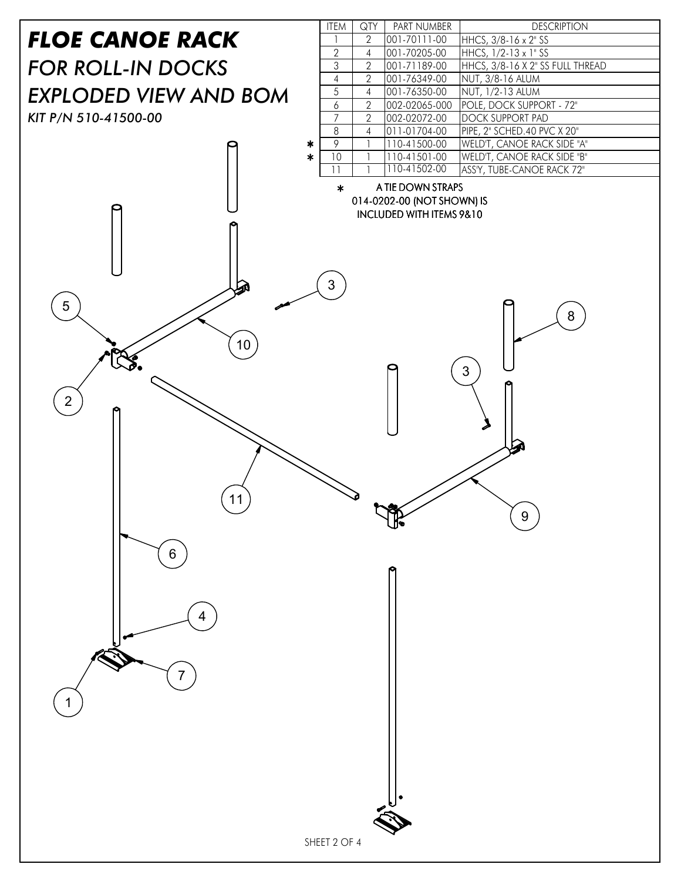# FLOE CANOE RACK

## *FOR ROLL-IN DOCKS*

## *EXPLODED VIEW AND BOM*

*KIT P/N 510-41500-00*

| | ITEM | QTY | PART NUMBER | DESCRIPTION |
|---|---|---|---|---|
| | 1 | 2 | 001-70111-00 | HHCS, 3/8-16 x 2" SS |
| | 2 | 4 | 001-70205-00 | HHCS, 1/2-13 x 1" SS |
| | 3 | 2 | 001-71189-00 | HHCS, 3/8-16 X 2" SS FULL THREAD |
| | 4 | 2 | 001-76349-00 | NUT, 3/8-16 ALUM |
| | 5 | 4 | 001-76350-00 | NUT, 1/2-13 ALUM |
| | 6 | 2 | 002-02065-000 | POLE, DOCK SUPPORT - 72" |
| | 7 | 2 | 002-02072-00 | DOCK SUPPORT PAD |
| | 8 | 4 | 011-01704-00 | PIPE, 2" SCHED.40 PVC X 20" |
| * | 9 | 1 | 110-41500-00 | WELD'T, CANOE RACK SIDE "A" |
| * | 10 | 1 | 110-41501-00 | WELD'T, CANOE RACK SIDE "B" |
| | 11 | 1 | 110-41502-00 | ASS'Y, TUBE-CANOE RACK 72" |

\* A TIE DOWN STRAPS 014-0202-00 (NOT SHOWN) IS INCLUDED WITH ITEMS 9&10

3

5

10

8

2

3

11

9

6

4

7

1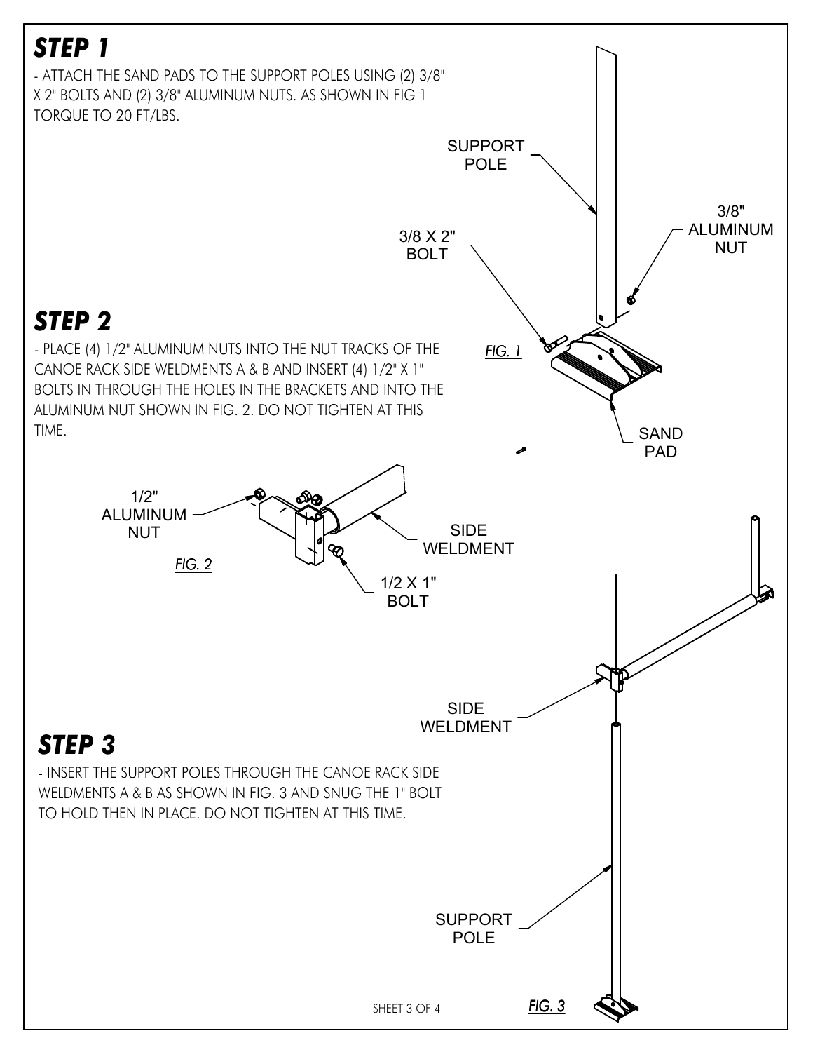## STEP 1

- ATTACH THE SAND PADS TO THE SUPPORT POLES USING (2) 3/8" X 2" BOLTS AND (2) 3/8" ALUMINUM NUTS. AS SHOWN IN FIG 1 TORQUE TO 20 FT/LBS.

SUPPORT POLE

3/8" ALUMINUM NUT

3/8 X 2" BOLT

*FIG. 1*

SAND PAD

## STEP 2

- PLACE (4) 1/2" ALUMINUM NUTS INTO THE NUT TRACKS OF THE CANOE RACK SIDE WELDMENTS A & B AND INSERT (4) 1/2" X 1" BOLTS IN THROUGH THE HOLES IN THE BRACKETS AND INTO THE ALUMINUM NUT SHOWN IN FIG. 2. DO NOT TIGHTEN AT THIS TIME.

1/2" ALUMINUM NUT

SIDE WELDMENT

*FIG. 2*

1/2 X 1" BOLT

## STEP 3

- INSERT THE SUPPORT POLES THROUGH THE CANOE RACK SIDE WELDMENTS A & B AS SHOWN IN FIG. 3 AND SNUG THE 1" BOLT TO HOLD THEN IN PLACE. DO NOT TIGHTEN AT THIS TIME.

SIDE WELDMENT

SUPPORT POLE

*FIG. 3*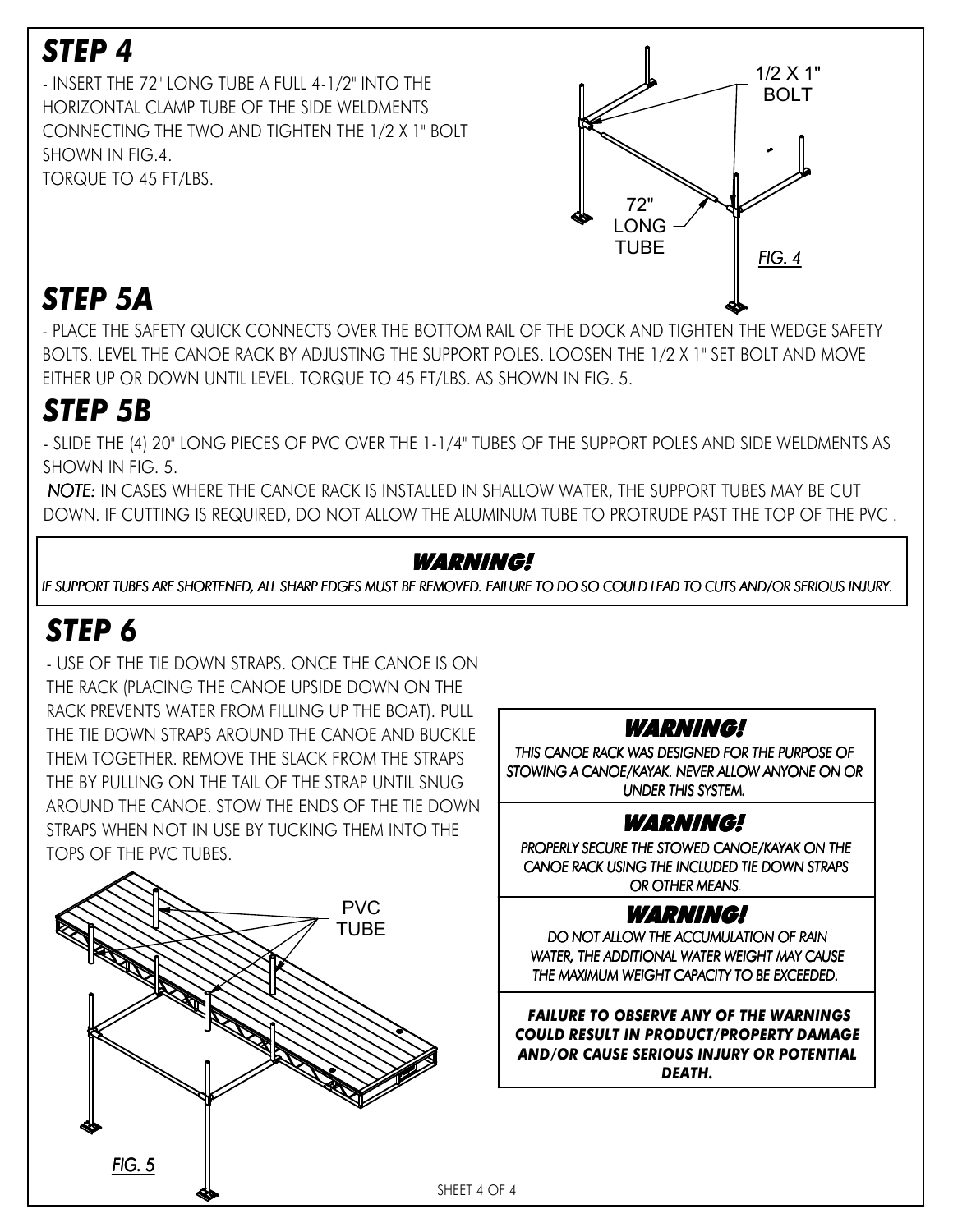# STEP 4

- INSERT THE 72" LONG TUBE A FULL 4-1/2" INTO THE HORIZONTAL CLAMP TUBE OF THE SIDE WELDMENTS CONNECTING THE TWO AND TIGHTEN THE 1/2 X 1" BOLT SHOWN IN FIG.4.
TORQUE TO 45 FT/LBS.

1/2 X 1" BOLT

72" LONG TUBE

*FIG. 4*

# STEP 5A

- PLACE THE SAFETY QUICK CONNECTS OVER THE BOTTOM RAIL OF THE DOCK AND TIGHTEN THE WEDGE SAFETY BOLTS. LEVEL THE CANOE RACK BY ADJUSTING THE SUPPORT POLES. LOOSEN THE 1/2 X 1" SET BOLT AND MOVE EITHER UP OR DOWN UNTIL LEVEL. TORQUE TO 45 FT/LBS. AS SHOWN IN FIG. 5.

# STEP 5B

- SLIDE THE (4) 20" LONG PIECES OF PVC OVER THE 1-1/4" TUBES OF THE SUPPORT POLES AND SIDE WELDMENTS AS SHOWN IN FIG. 5.

*NOTE:* IN CASES WHERE THE CANOE RACK IS INSTALLED IN SHALLOW WATER, THE SUPPORT TUBES MAY BE CUT DOWN. IF CUTTING IS REQUIRED, DO NOT ALLOW THE ALUMINUM TUBE TO PROTRUDE PAST THE TOP OF THE PVC .

***WARNING!***

*IF SUPPORT TUBES ARE SHORTENED, ALL SHARP EDGES MUST BE REMOVED. FAILURE TO DO SO COULD LEAD TO CUTS AND/OR SERIOUS INJURY.*

# STEP 6

- USE OF THE TIE DOWN STRAPS. ONCE THE CANOE IS ON THE RACK (PLACING THE CANOE UPSIDE DOWN ON THE RACK PREVENTS WATER FROM FILLING UP THE BOAT). PULL THE TIE DOWN STRAPS AROUND THE CANOE AND BUCKLE THEM TOGETHER. REMOVE THE SLACK FROM THE STRAPS THE BY PULLING ON THE TAIL OF THE STRAP UNTIL SNUG AROUND THE CANOE. STOW THE ENDS OF THE TIE DOWN STRAPS WHEN NOT IN USE BY TUCKING THEM INTO THE TOPS OF THE PVC TUBES.

PVC TUBE

*FIG. 5*

***WARNING!***

*THIS CANOE RACK WAS DESIGNED FOR THE PURPOSE OF STOWING A CANOE/KAYAK. NEVER ALLOW ANYONE ON OR UNDER THIS SYSTEM.*

***WARNING!***

*PROPERLY SECURE THE STOWED CANOE/KAYAK ON THE CANOE RACK USING THE INCLUDED TIE DOWN STRAPS OR OTHER MEANS.*

***WARNING!***

*DO NOT ALLOW THE ACCUMULATION OF RAIN WATER, THE ADDITIONAL WATER WEIGHT MAY CAUSE THE MAXIMUM WEIGHT CAPACITY TO BE EXCEEDED.*

***FAILURE TO OBSERVE ANY OF THE WARNINGS COULD RESULT IN PRODUCT/PROPERTY DAMAGE AND/OR CAUSE SERIOUS INJURY OR POTENTIAL DEATH.***